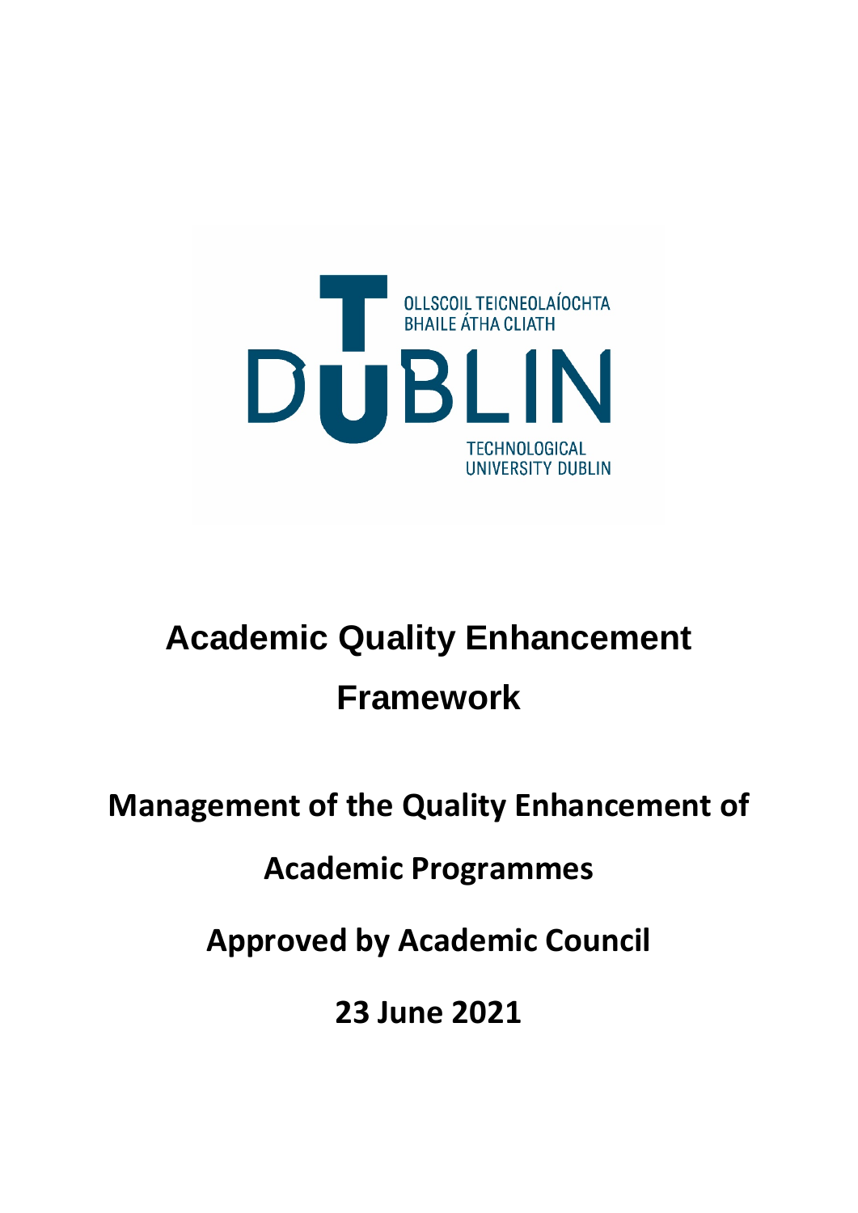OLLSCOIL TEICNEOLAÍOCHTA BHAILE ÁTHA CLIATH

DUBLIN

TECHNOLOGICAL UNIVERSITY DUBLIN

# Academic Quality Enhancement Framework

## Management of the Quality Enhancement of Academic Programmes

## Approved by Academic Council

## 23 June 2021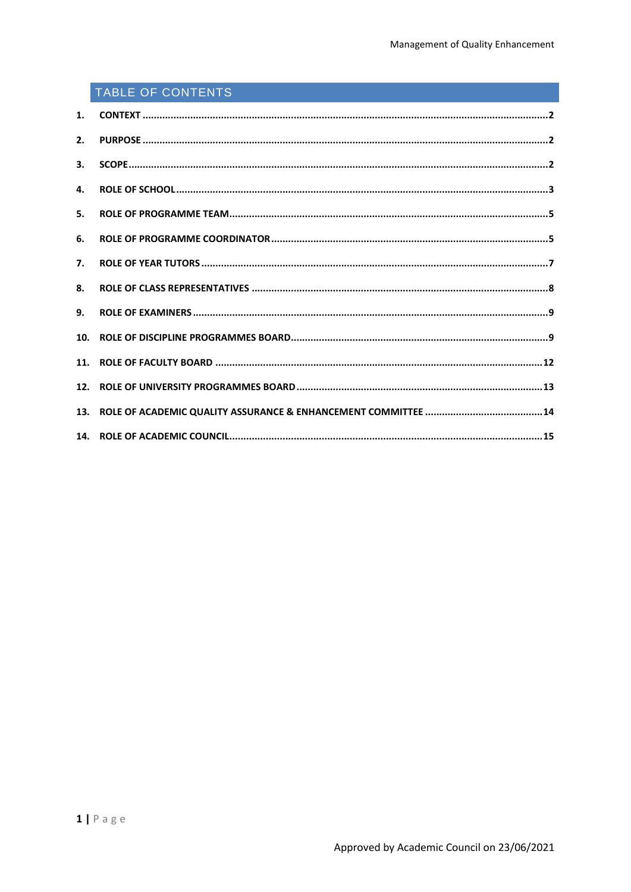## TABLE OF CONTENTS

1. CONTEXT ........ 2
2. PURPOSE ........ 2
3. SCOPE ........ 2
4. ROLE OF SCHOOL ........ 3
5. ROLE OF PROGRAMME TEAM ........ 5
6. ROLE OF PROGRAMME COORDINATOR ........ 5
7. ROLE OF YEAR TUTORS ........ 7
8. ROLE OF CLASS REPRESENTATIVES ........ 8
9. ROLE OF EXAMINERS ........ 9
10. ROLE OF DISCIPLINE PROGRAMMES BOARD ........ 9
11. ROLE OF FACULTY BOARD ........ 12
12. ROLE OF UNIVERSITY PROGRAMMES BOARD ........ 13
13. ROLE OF ACADEMIC QUALITY ASSURANCE & ENHANCEMENT COMMITTEE ........ 14
14. ROLE OF ACADEMIC COUNCIL ........ 15

Approved by Academic Council on 23/06/2021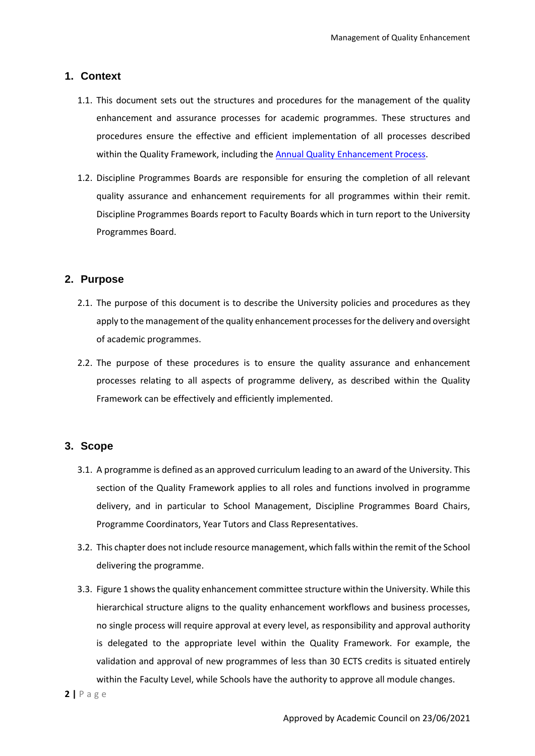## 1. Context

1.1. This document sets out the structures and procedures for the management of the quality enhancement and assurance processes for academic programmes. These structures and procedures ensure the effective and efficient implementation of all processes described within the Quality Framework, including the [Annual Quality Enhancement Process](#).

1.2. Discipline Programmes Boards are responsible for ensuring the completion of all relevant quality assurance and enhancement requirements for all programmes within their remit. Discipline Programmes Boards report to Faculty Boards which in turn report to the University Programmes Board.

## 2. Purpose

2.1. The purpose of this document is to describe the University policies and procedures as they apply to the management of the quality enhancement processes for the delivery and oversight of academic programmes.

2.2. The purpose of these procedures is to ensure the quality assurance and enhancement processes relating to all aspects of programme delivery, as described within the Quality Framework can be effectively and efficiently implemented.

## 3. Scope

3.1. A programme is defined as an approved curriculum leading to an award of the University. This section of the Quality Framework applies to all roles and functions involved in programme delivery, and in particular to School Management, Discipline Programmes Board Chairs, Programme Coordinators, Year Tutors and Class Representatives.

3.2. This chapter does not include resource management, which falls within the remit of the School delivering the programme.

3.3. Figure 1 shows the quality enhancement committee structure within the University. While this hierarchical structure aligns to the quality enhancement workflows and business processes, no single process will require approval at every level, as responsibility and approval authority is delegated to the appropriate level within the Quality Framework. For example, the validation and approval of new programmes of less than 30 ECTS credits is situated entirely within the Faculty Level, while Schools have the authority to approve all module changes.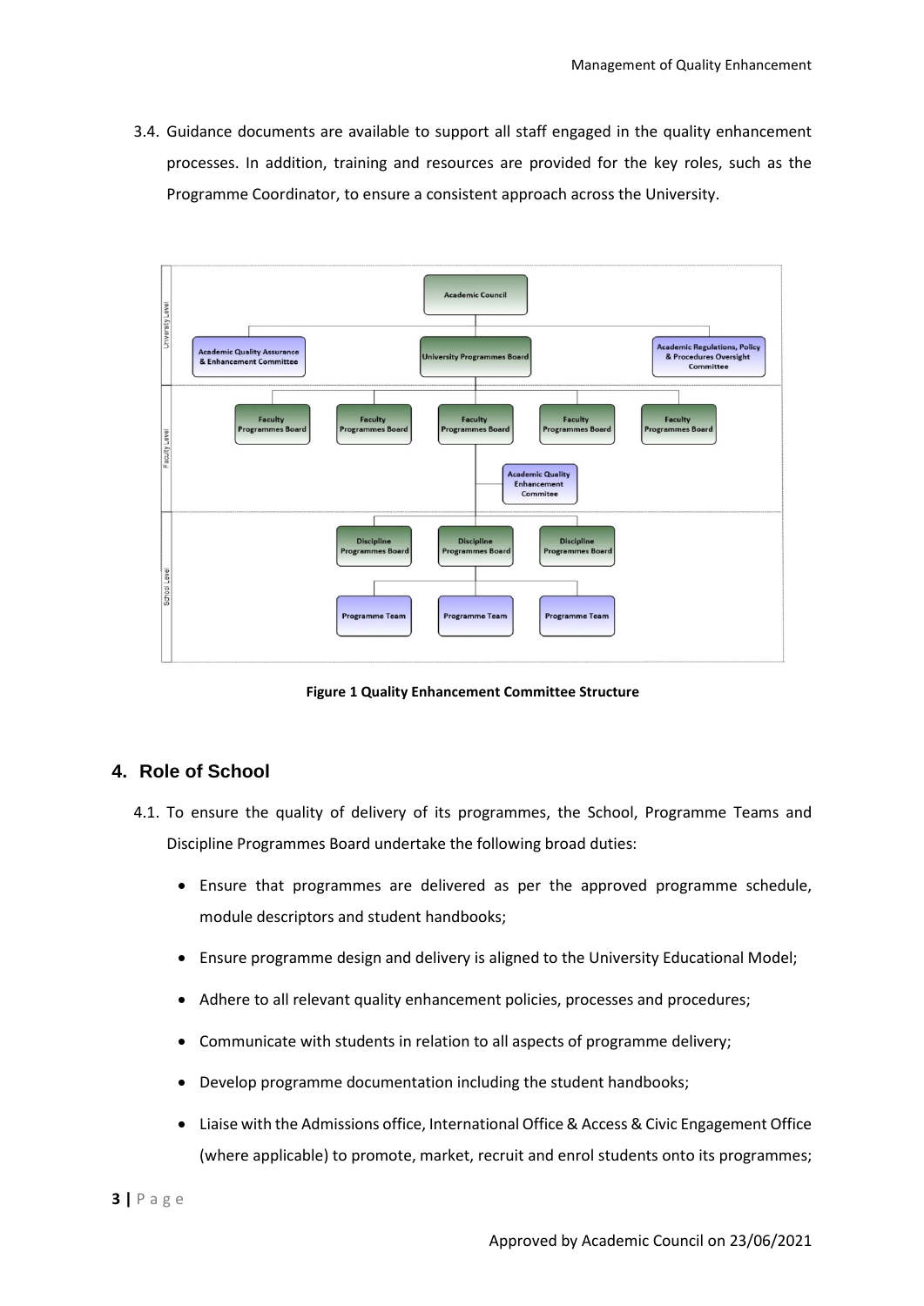3.4. Guidance documents are available to support all staff engaged in the quality enhancement processes. In addition, training and resources are provided for the key roles, such as the Programme Coordinator, to ensure a consistent approach across the University.

**Figure 1 Quality Enhancement Committee Structure**

## 4. Role of School

4.1. To ensure the quality of delivery of its programmes, the School, Programme Teams and Discipline Programmes Board undertake the following broad duties:

- Ensure that programmes are delivered as per the approved programme schedule, module descriptors and student handbooks;
- Ensure programme design and delivery is aligned to the University Educational Model;
- Adhere to all relevant quality enhancement policies, processes and procedures;
- Communicate with students in relation to all aspects of programme delivery;
- Develop programme documentation including the student handbooks;
- Liaise with the Admissions office, International Office & Access & Civic Engagement Office (where applicable) to promote, market, recruit and enrol students onto its programmes;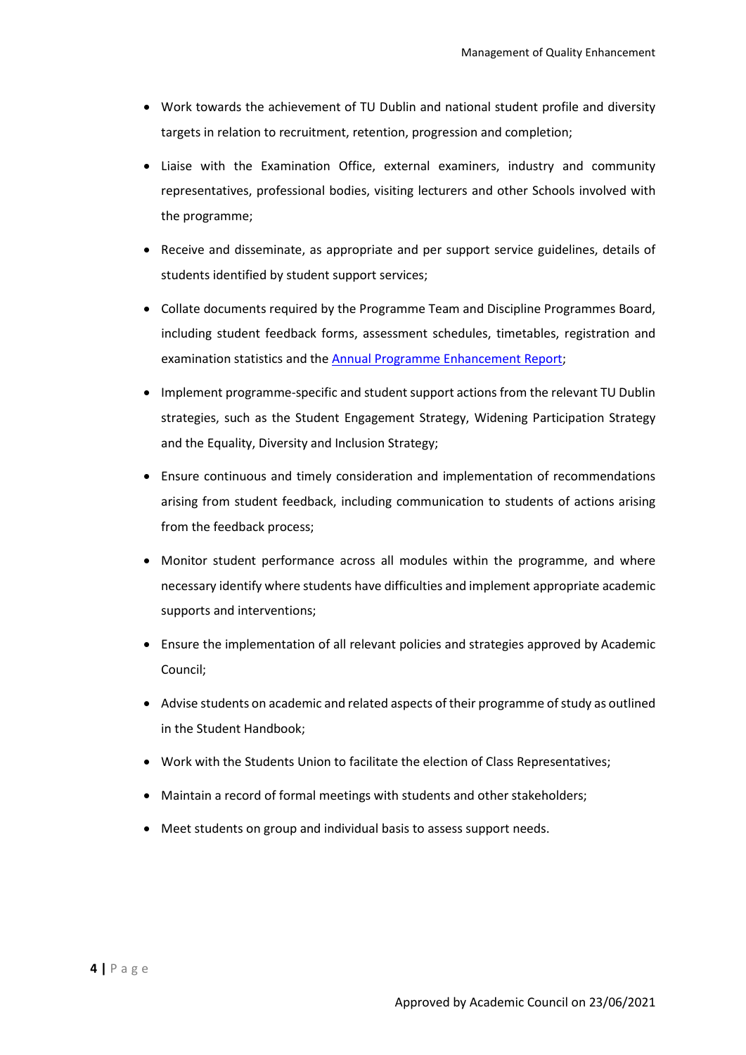- Work towards the achievement of TU Dublin and national student profile and diversity targets in relation to recruitment, retention, progression and completion;
- Liaise with the Examination Office, external examiners, industry and community representatives, professional bodies, visiting lecturers and other Schools involved with the programme;
- Receive and disseminate, as appropriate and per support service guidelines, details of students identified by student support services;
- Collate documents required by the Programme Team and Discipline Programmes Board, including student feedback forms, assessment schedules, timetables, registration and examination statistics and the Annual Programme Enhancement Report;
- Implement programme-specific and student support actions from the relevant TU Dublin strategies, such as the Student Engagement Strategy, Widening Participation Strategy and the Equality, Diversity and Inclusion Strategy;
- Ensure continuous and timely consideration and implementation of recommendations arising from student feedback, including communication to students of actions arising from the feedback process;
- Monitor student performance across all modules within the programme, and where necessary identify where students have difficulties and implement appropriate academic supports and interventions;
- Ensure the implementation of all relevant policies and strategies approved by Academic Council;
- Advise students on academic and related aspects of their programme of study as outlined in the Student Handbook;
- Work with the Students Union to facilitate the election of Class Representatives;
- Maintain a record of formal meetings with students and other stakeholders;
- Meet students on group and individual basis to assess support needs.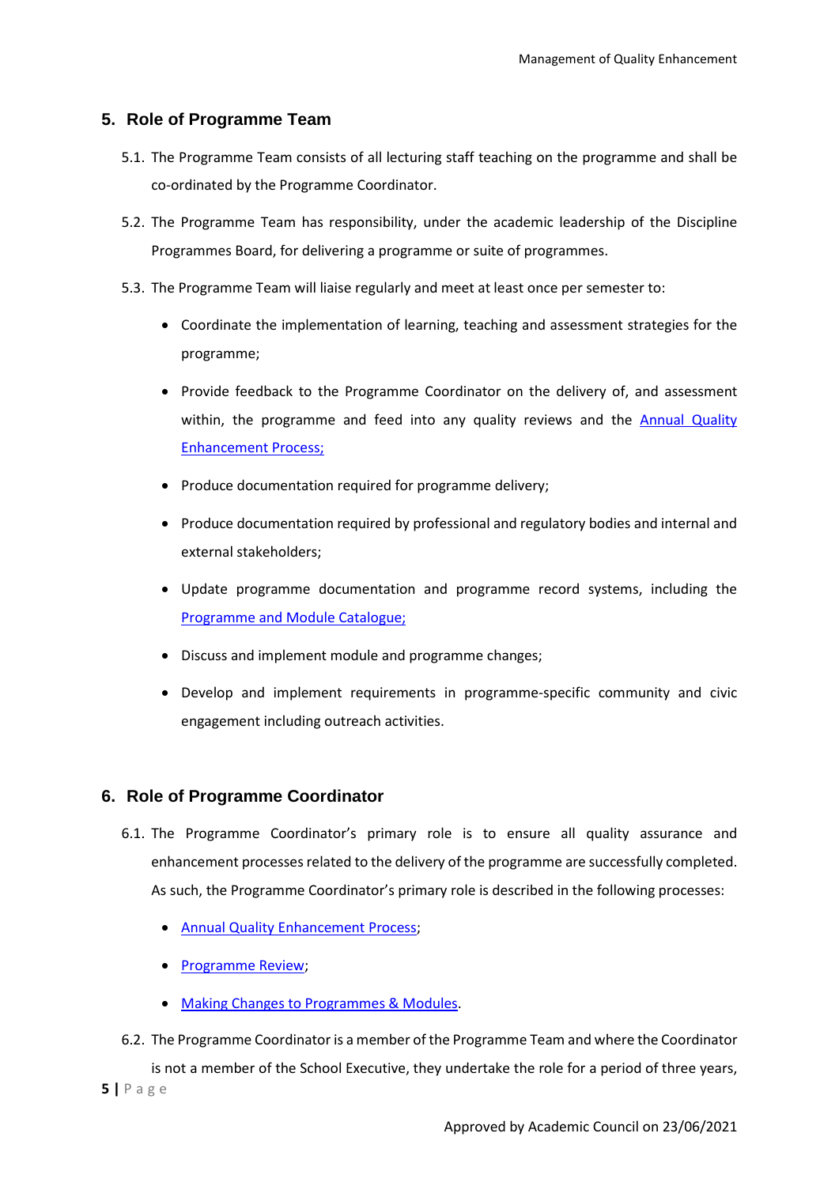## 5. Role of Programme Team

5.1. The Programme Team consists of all lecturing staff teaching on the programme and shall be co-ordinated by the Programme Coordinator.

5.2. The Programme Team has responsibility, under the academic leadership of the Discipline Programmes Board, for delivering a programme or suite of programmes.

5.3. The Programme Team will liaise regularly and meet at least once per semester to:

- Coordinate the implementation of learning, teaching and assessment strategies for the programme;
- Provide feedback to the Programme Coordinator on the delivery of, and assessment within, the programme and feed into any quality reviews and the Annual Quality Enhancement Process;
- Produce documentation required for programme delivery;
- Produce documentation required by professional and regulatory bodies and internal and external stakeholders;
- Update programme documentation and programme record systems, including the Programme and Module Catalogue;
- Discuss and implement module and programme changes;
- Develop and implement requirements in programme-specific community and civic engagement including outreach activities.

## 6. Role of Programme Coordinator

6.1. The Programme Coordinator's primary role is to ensure all quality assurance and enhancement processes related to the delivery of the programme are successfully completed. As such, the Programme Coordinator's primary role is described in the following processes:

- Annual Quality Enhancement Process;
- Programme Review;
- Making Changes to Programmes & Modules.

6.2. The Programme Coordinator is a member of the Programme Team and where the Coordinator is not a member of the School Executive, they undertake the role for a period of three years,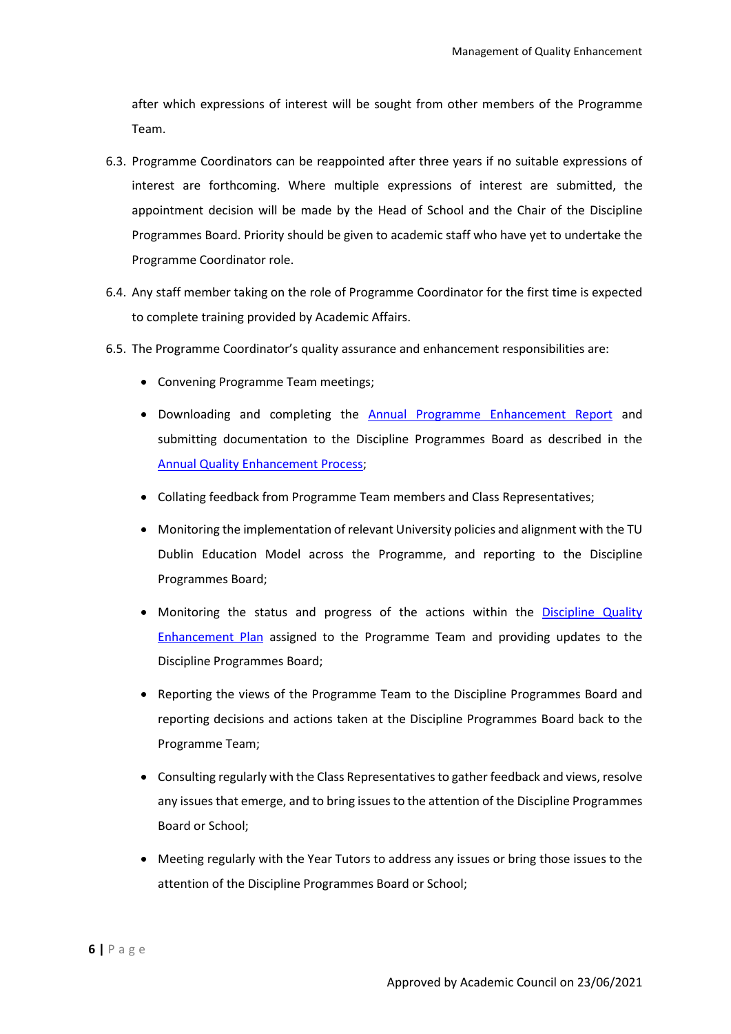after which expressions of interest will be sought from other members of the Programme Team.

6.3. Programme Coordinators can be reappointed after three years if no suitable expressions of interest are forthcoming. Where multiple expressions of interest are submitted, the appointment decision will be made by the Head of School and the Chair of the Discipline Programmes Board. Priority should be given to academic staff who have yet to undertake the Programme Coordinator role.

6.4. Any staff member taking on the role of Programme Coordinator for the first time is expected to complete training provided by Academic Affairs.

6.5. The Programme Coordinator's quality assurance and enhancement responsibilities are:

- Convening Programme Team meetings;
- Downloading and completing the Annual Programme Enhancement Report and submitting documentation to the Discipline Programmes Board as described in the Annual Quality Enhancement Process;
- Collating feedback from Programme Team members and Class Representatives;
- Monitoring the implementation of relevant University policies and alignment with the TU Dublin Education Model across the Programme, and reporting to the Discipline Programmes Board;
- Monitoring the status and progress of the actions within the Discipline Quality Enhancement Plan assigned to the Programme Team and providing updates to the Discipline Programmes Board;
- Reporting the views of the Programme Team to the Discipline Programmes Board and reporting decisions and actions taken at the Discipline Programmes Board back to the Programme Team;
- Consulting regularly with the Class Representatives to gather feedback and views, resolve any issues that emerge, and to bring issues to the attention of the Discipline Programmes Board or School;
- Meeting regularly with the Year Tutors to address any issues or bring those issues to the attention of the Discipline Programmes Board or School;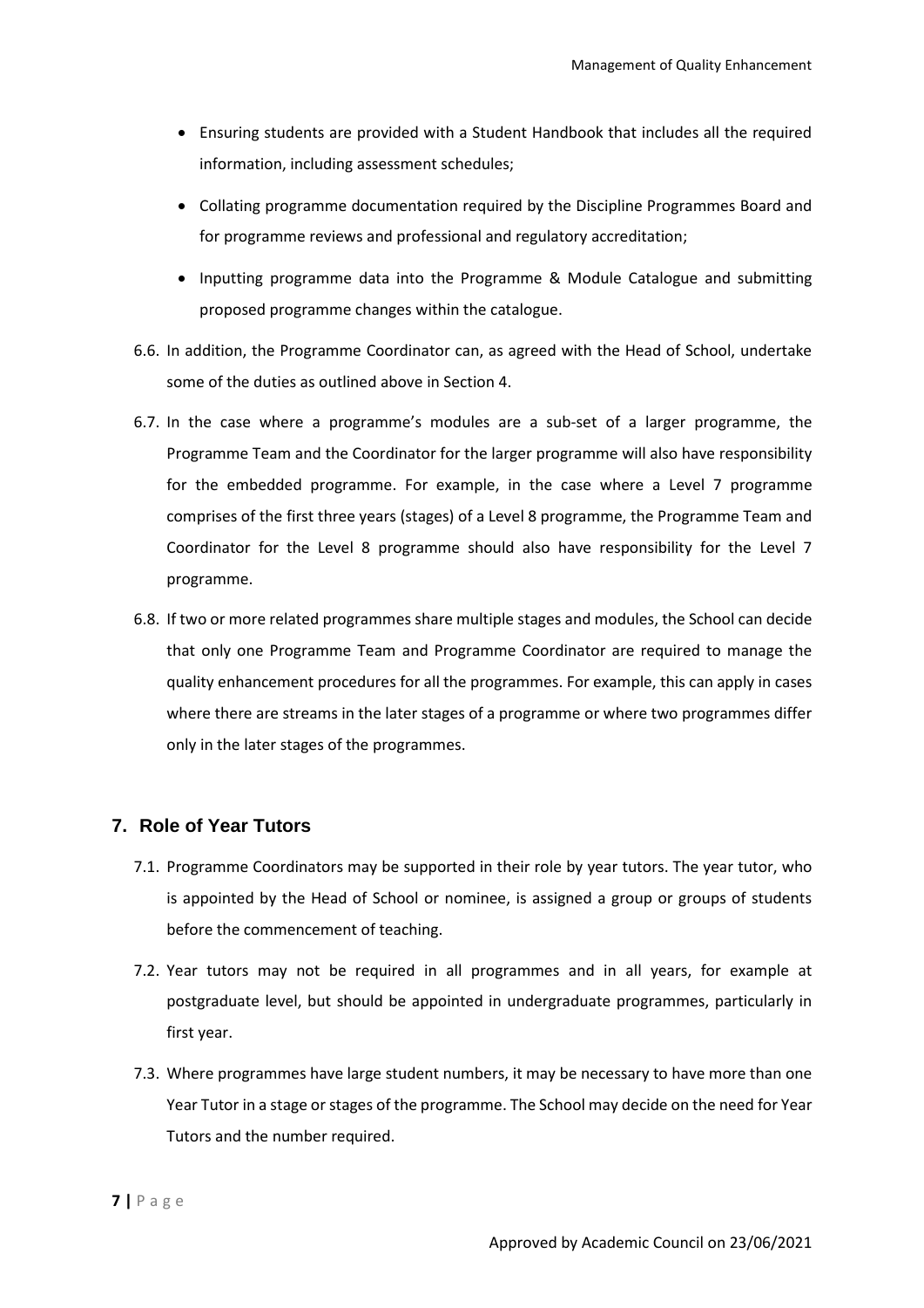- Ensuring students are provided with a Student Handbook that includes all the required information, including assessment schedules;
- Collating programme documentation required by the Discipline Programmes Board and for programme reviews and professional and regulatory accreditation;
- Inputting programme data into the Programme & Module Catalogue and submitting proposed programme changes within the catalogue.

6.6. In addition, the Programme Coordinator can, as agreed with the Head of School, undertake some of the duties as outlined above in Section 4.

6.7. In the case where a programme's modules are a sub-set of a larger programme, the Programme Team and the Coordinator for the larger programme will also have responsibility for the embedded programme. For example, in the case where a Level 7 programme comprises of the first three years (stages) of a Level 8 programme, the Programme Team and Coordinator for the Level 8 programme should also have responsibility for the Level 7 programme.

6.8. If two or more related programmes share multiple stages and modules, the School can decide that only one Programme Team and Programme Coordinator are required to manage the quality enhancement procedures for all the programmes. For example, this can apply in cases where there are streams in the later stages of a programme or where two programmes differ only in the later stages of the programmes.

## 7. Role of Year Tutors

7.1. Programme Coordinators may be supported in their role by year tutors. The year tutor, who is appointed by the Head of School or nominee, is assigned a group or groups of students before the commencement of teaching.

7.2. Year tutors may not be required in all programmes and in all years, for example at postgraduate level, but should be appointed in undergraduate programmes, particularly in first year.

7.3. Where programmes have large student numbers, it may be necessary to have more than one Year Tutor in a stage or stages of the programme. The School may decide on the need for Year Tutors and the number required.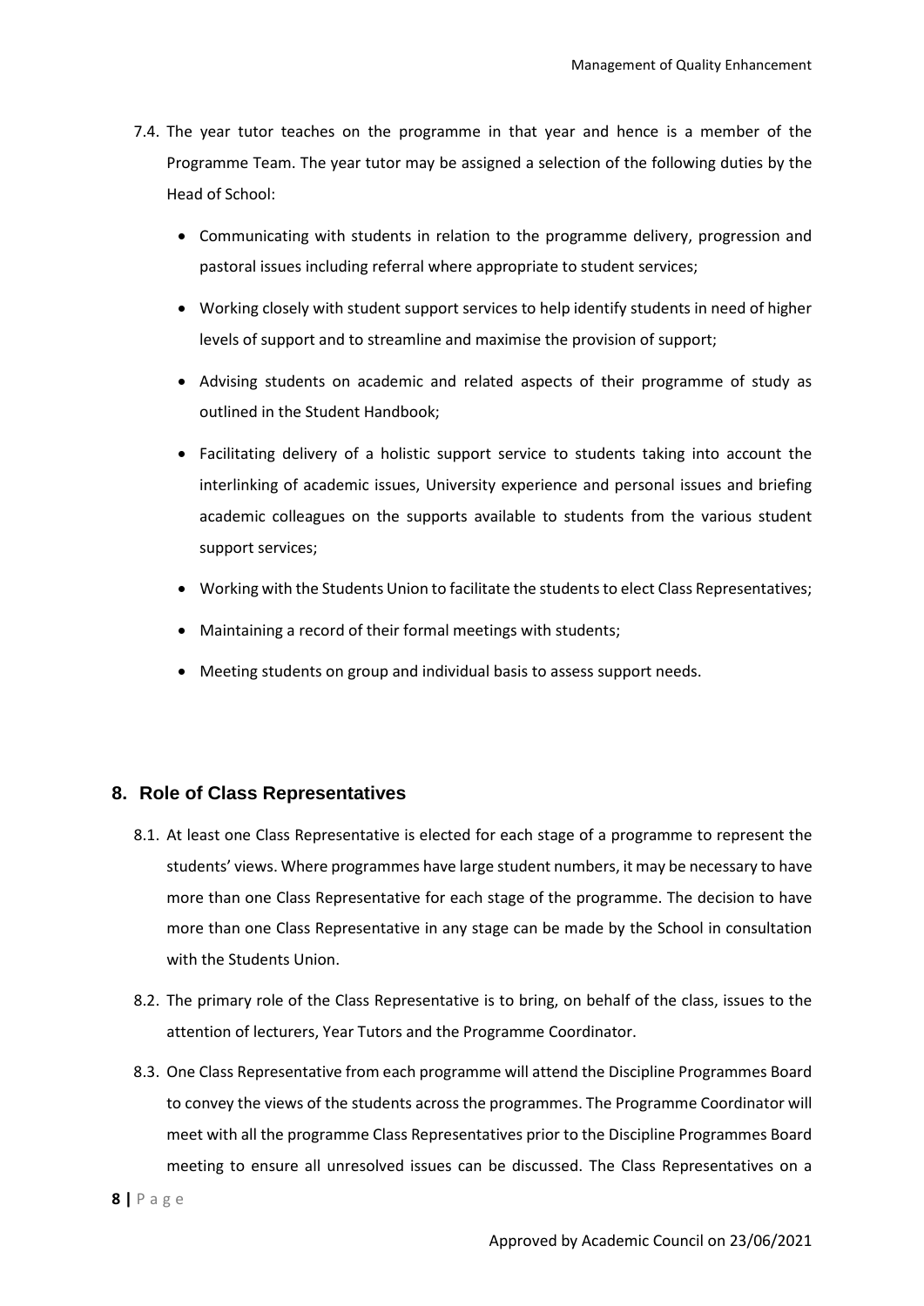7.4. The year tutor teaches on the programme in that year and hence is a member of the Programme Team. The year tutor may be assigned a selection of the following duties by the Head of School:

- Communicating with students in relation to the programme delivery, progression and pastoral issues including referral where appropriate to student services;
- Working closely with student support services to help identify students in need of higher levels of support and to streamline and maximise the provision of support;
- Advising students on academic and related aspects of their programme of study as outlined in the Student Handbook;
- Facilitating delivery of a holistic support service to students taking into account the interlinking of academic issues, University experience and personal issues and briefing academic colleagues on the supports available to students from the various student support services;
- Working with the Students Union to facilitate the students to elect Class Representatives;
- Maintaining a record of their formal meetings with students;
- Meeting students on group and individual basis to assess support needs.

## 8. Role of Class Representatives

8.1. At least one Class Representative is elected for each stage of a programme to represent the students' views. Where programmes have large student numbers, it may be necessary to have more than one Class Representative for each stage of the programme. The decision to have more than one Class Representative in any stage can be made by the School in consultation with the Students Union.

8.2. The primary role of the Class Representative is to bring, on behalf of the class, issues to the attention of lecturers, Year Tutors and the Programme Coordinator.

8.3. One Class Representative from each programme will attend the Discipline Programmes Board to convey the views of the students across the programmes. The Programme Coordinator will meet with all the programme Class Representatives prior to the Discipline Programmes Board meeting to ensure all unresolved issues can be discussed. The Class Representatives on a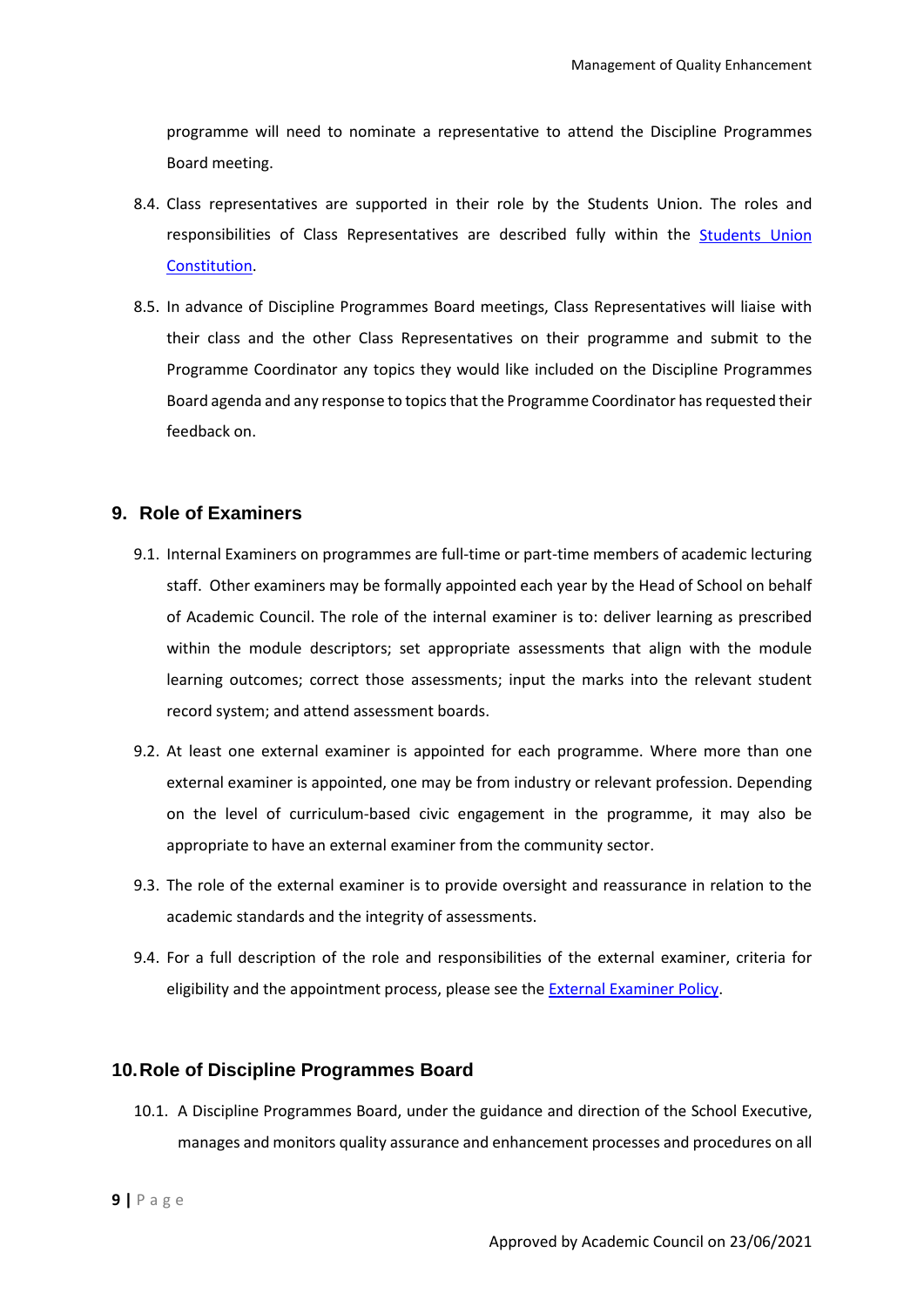programme will need to nominate a representative to attend the Discipline Programmes Board meeting.

8.4. Class representatives are supported in their role by the Students Union. The roles and responsibilities of Class Representatives are described fully within the Students Union Constitution.

8.5. In advance of Discipline Programmes Board meetings, Class Representatives will liaise with their class and the other Class Representatives on their programme and submit to the Programme Coordinator any topics they would like included on the Discipline Programmes Board agenda and any response to topics that the Programme Coordinator has requested their feedback on.

## 9. Role of Examiners

9.1. Internal Examiners on programmes are full-time or part-time members of academic lecturing staff. Other examiners may be formally appointed each year by the Head of School on behalf of Academic Council. The role of the internal examiner is to: deliver learning as prescribed within the module descriptors; set appropriate assessments that align with the module learning outcomes; correct those assessments; input the marks into the relevant student record system; and attend assessment boards.

9.2. At least one external examiner is appointed for each programme. Where more than one external examiner is appointed, one may be from industry or relevant profession. Depending on the level of curriculum-based civic engagement in the programme, it may also be appropriate to have an external examiner from the community sector.

9.3. The role of the external examiner is to provide oversight and reassurance in relation to the academic standards and the integrity of assessments.

9.4. For a full description of the role and responsibilities of the external examiner, criteria for eligibility and the appointment process, please see the External Examiner Policy.

## 10. Role of Discipline Programmes Board

10.1. A Discipline Programmes Board, under the guidance and direction of the School Executive, manages and monitors quality assurance and enhancement processes and procedures on all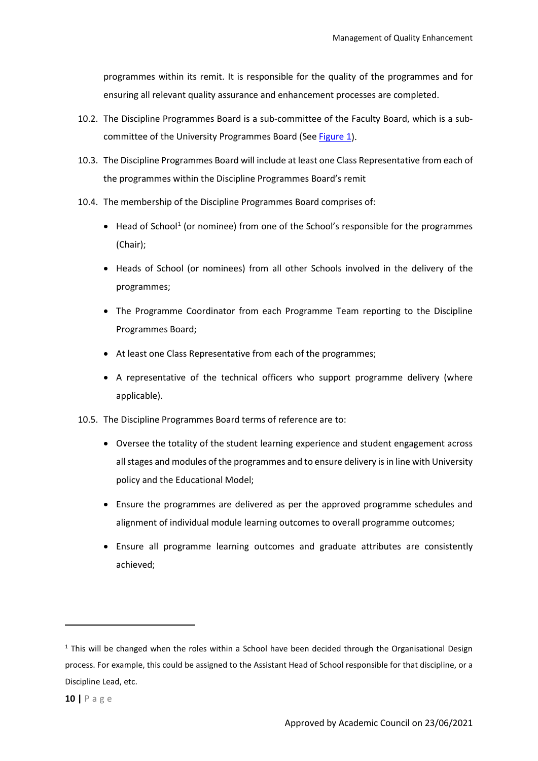programmes within its remit. It is responsible for the quality of the programmes and for ensuring all relevant quality assurance and enhancement processes are completed.

10.2. The Discipline Programmes Board is a sub-committee of the Faculty Board, which is a sub-committee of the University Programmes Board (See Figure 1).

10.3. The Discipline Programmes Board will include at least one Class Representative from each of the programmes within the Discipline Programmes Board's remit

10.4. The membership of the Discipline Programmes Board comprises of:

- Head of School[1] (or nominee) from one of the School's responsible for the programmes (Chair);
- Heads of School (or nominees) from all other Schools involved in the delivery of the programmes;
- The Programme Coordinator from each Programme Team reporting to the Discipline Programmes Board;
- At least one Class Representative from each of the programmes;
- A representative of the technical officers who support programme delivery (where applicable).

10.5. The Discipline Programmes Board terms of reference are to:

- Oversee the totality of the student learning experience and student engagement across all stages and modules of the programmes and to ensure delivery is in line with University policy and the Educational Model;
- Ensure the programmes are delivered as per the approved programme schedules and alignment of individual module learning outcomes to overall programme outcomes;
- Ensure all programme learning outcomes and graduate attributes are consistently achieved;

---

[1] This will be changed when the roles within a School have been decided through the Organisational Design process. For example, this could be assigned to the Assistant Head of School responsible for that discipline, or a Discipline Lead, etc.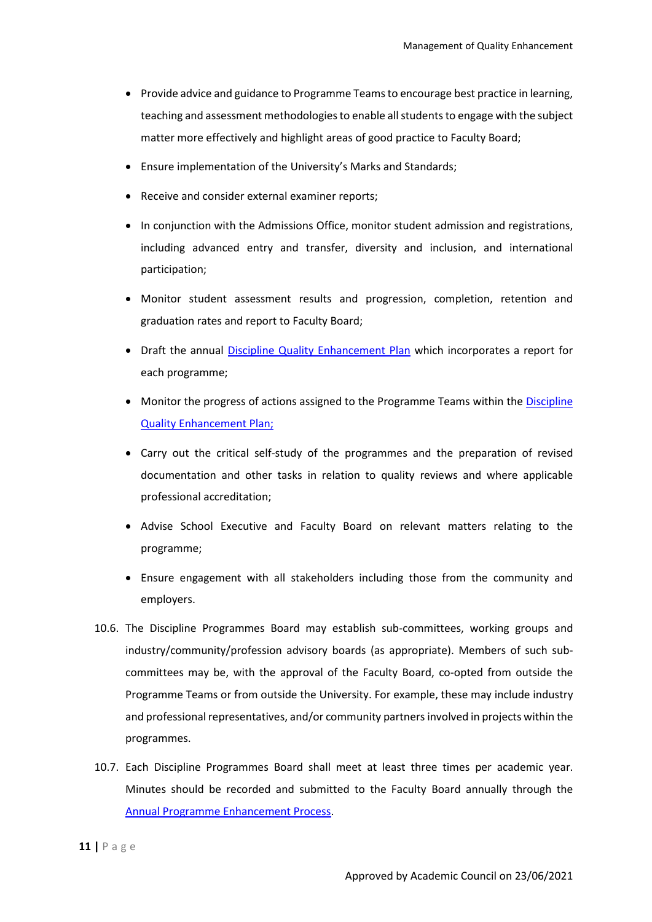- Provide advice and guidance to Programme Teams to encourage best practice in learning, teaching and assessment methodologies to enable all students to engage with the subject matter more effectively and highlight areas of good practice to Faculty Board;
- Ensure implementation of the University's Marks and Standards;
- Receive and consider external examiner reports;
- In conjunction with the Admissions Office, monitor student admission and registrations, including advanced entry and transfer, diversity and inclusion, and international participation;
- Monitor student assessment results and progression, completion, retention and graduation rates and report to Faculty Board;
- Draft the annual [Discipline Quality Enhancement Plan] which incorporates a report for each programme;
- Monitor the progress of actions assigned to the Programme Teams within the [Discipline Quality Enhancement Plan;]
- Carry out the critical self-study of the programmes and the preparation of revised documentation and other tasks in relation to quality reviews and where applicable professional accreditation;
- Advise School Executive and Faculty Board on relevant matters relating to the programme;
- Ensure engagement with all stakeholders including those from the community and employers.

10.6. The Discipline Programmes Board may establish sub-committees, working groups and industry/community/profession advisory boards (as appropriate). Members of such sub-committees may be, with the approval of the Faculty Board, co-opted from outside the Programme Teams or from outside the University. For example, these may include industry and professional representatives, and/or community partners involved in projects within the programmes.

10.7. Each Discipline Programmes Board shall meet at least three times per academic year. Minutes should be recorded and submitted to the Faculty Board annually through the [Annual Programme Enhancement Process].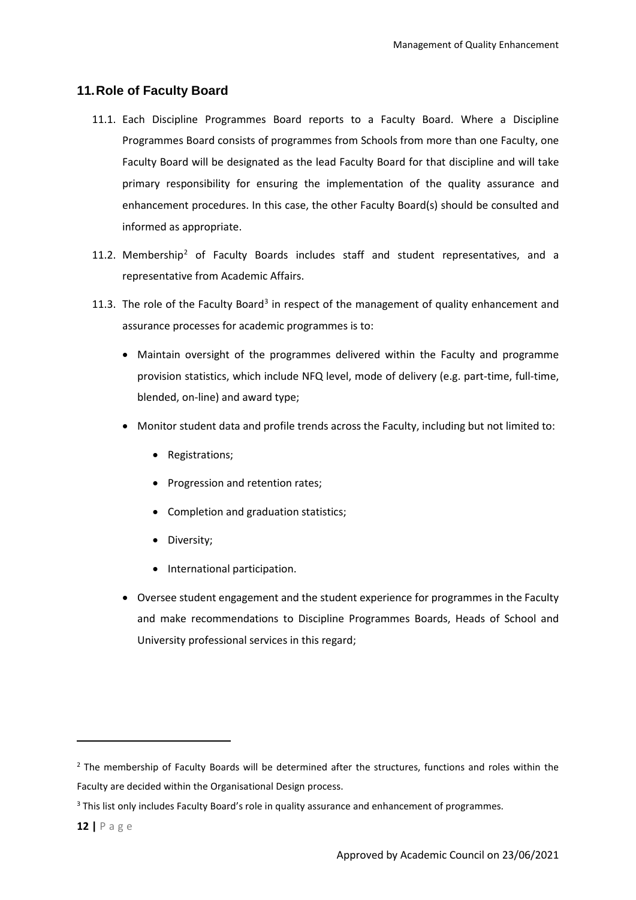## 11. Role of Faculty Board

11.1. Each Discipline Programmes Board reports to a Faculty Board. Where a Discipline Programmes Board consists of programmes from Schools from more than one Faculty, one Faculty Board will be designated as the lead Faculty Board for that discipline and will take primary responsibility for ensuring the implementation of the quality assurance and enhancement procedures. In this case, the other Faculty Board(s) should be consulted and informed as appropriate.

11.2. Membership[2] of Faculty Boards includes staff and student representatives, and a representative from Academic Affairs.

11.3. The role of the Faculty Board[3] in respect of the management of quality enhancement and assurance processes for academic programmes is to:

- Maintain oversight of the programmes delivered within the Faculty and programme provision statistics, which include NFQ level, mode of delivery (e.g. part-time, full-time, blended, on-line) and award type;
- Monitor student data and profile trends across the Faculty, including but not limited to:
  - Registrations;
  - Progression and retention rates;
  - Completion and graduation statistics;
  - Diversity;
  - International participation.
- Oversee student engagement and the student experience for programmes in the Faculty and make recommendations to Discipline Programmes Boards, Heads of School and University professional services in this regard;

---

[2] The membership of Faculty Boards will be determined after the structures, functions and roles within the Faculty are decided within the Organisational Design process.

[3] This list only includes Faculty Board's role in quality assurance and enhancement of programmes.

Approved by Academic Council on 23/06/2021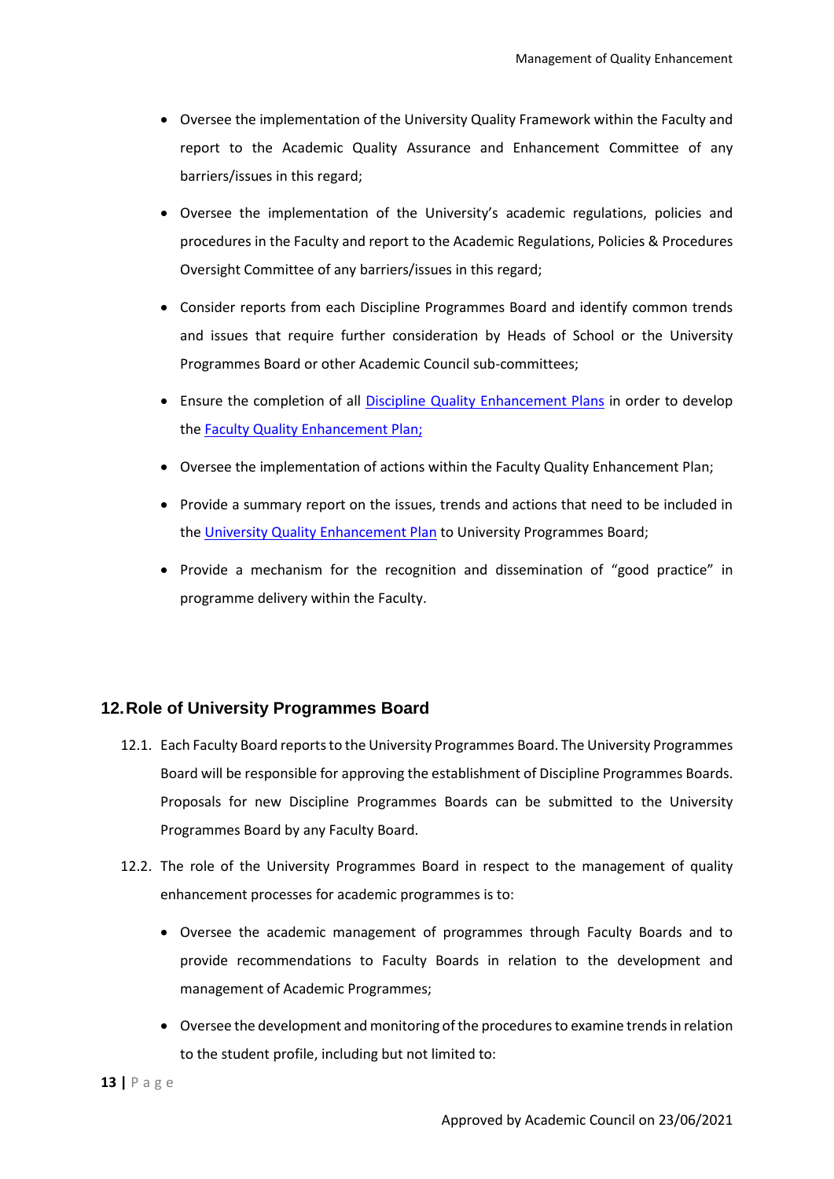- Oversee the implementation of the University Quality Framework within the Faculty and report to the Academic Quality Assurance and Enhancement Committee of any barriers/issues in this regard;
- Oversee the implementation of the University's academic regulations, policies and procedures in the Faculty and report to the Academic Regulations, Policies & Procedures Oversight Committee of any barriers/issues in this regard;
- Consider reports from each Discipline Programmes Board and identify common trends and issues that require further consideration by Heads of School or the University Programmes Board or other Academic Council sub-committees;
- Ensure the completion of all Discipline Quality Enhancement Plans in order to develop the Faculty Quality Enhancement Plan;
- Oversee the implementation of actions within the Faculty Quality Enhancement Plan;
- Provide a summary report on the issues, trends and actions that need to be included in the University Quality Enhancement Plan to University Programmes Board;
- Provide a mechanism for the recognition and dissemination of "good practice" in programme delivery within the Faculty.

## 12. Role of University Programmes Board

12.1. Each Faculty Board reports to the University Programmes Board. The University Programmes Board will be responsible for approving the establishment of Discipline Programmes Boards. Proposals for new Discipline Programmes Boards can be submitted to the University Programmes Board by any Faculty Board.

12.2. The role of the University Programmes Board in respect to the management of quality enhancement processes for academic programmes is to:

- Oversee the academic management of programmes through Faculty Boards and to provide recommendations to Faculty Boards in relation to the development and management of Academic Programmes;
- Oversee the development and monitoring of the procedures to examine trends in relation to the student profile, including but not limited to:

Approved by Academic Council on 23/06/2021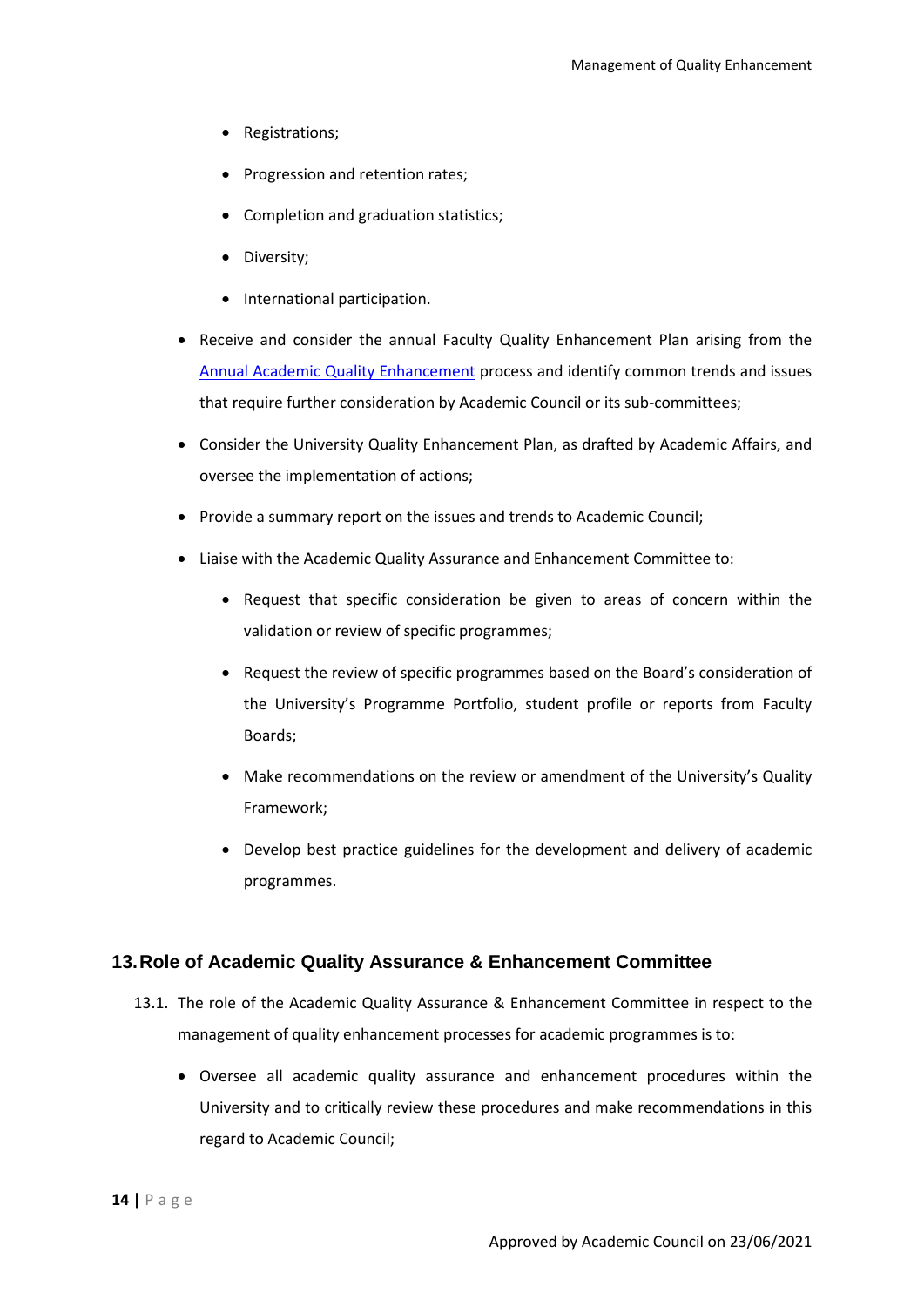- Registrations;
  - Progression and retention rates;
  - Completion and graduation statistics;
  - Diversity;
  - International participation.
- Receive and consider the annual Faculty Quality Enhancement Plan arising from the [Annual Academic Quality Enhancement]() process and identify common trends and issues that require further consideration by Academic Council or its sub-committees;
- Consider the University Quality Enhancement Plan, as drafted by Academic Affairs, and oversee the implementation of actions;
- Provide a summary report on the issues and trends to Academic Council;
- Liaise with the Academic Quality Assurance and Enhancement Committee to:
  - Request that specific consideration be given to areas of concern within the validation or review of specific programmes;
  - Request the review of specific programmes based on the Board's consideration of the University's Programme Portfolio, student profile or reports from Faculty Boards;
  - Make recommendations on the review or amendment of the University's Quality Framework;
  - Develop best practice guidelines for the development and delivery of academic programmes.

## 13. Role of Academic Quality Assurance & Enhancement Committee

13.1. The role of the Academic Quality Assurance & Enhancement Committee in respect to the management of quality enhancement processes for academic programmes is to:

- Oversee all academic quality assurance and enhancement procedures within the University and to critically review these procedures and make recommendations in this regard to Academic Council;

Approved by Academic Council on 23/06/2021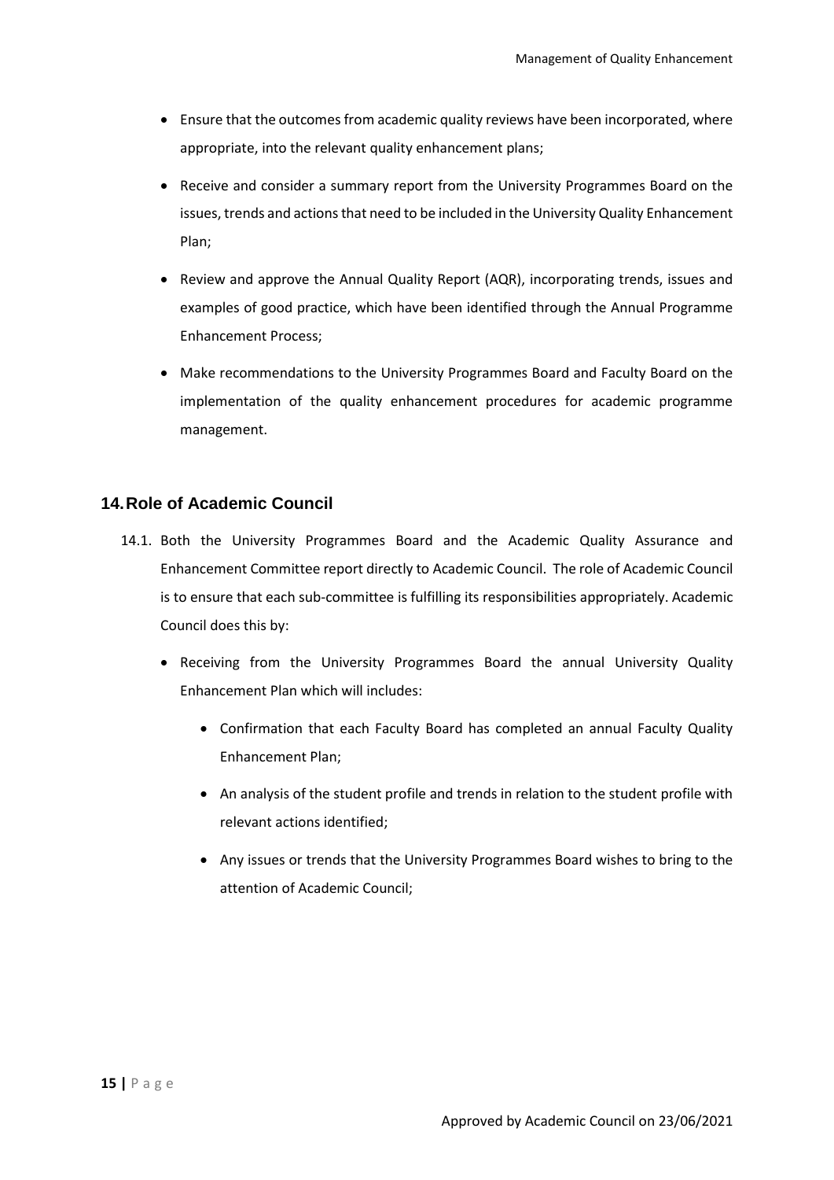- Ensure that the outcomes from academic quality reviews have been incorporated, where appropriate, into the relevant quality enhancement plans;
- Receive and consider a summary report from the University Programmes Board on the issues, trends and actions that need to be included in the University Quality Enhancement Plan;
- Review and approve the Annual Quality Report (AQR), incorporating trends, issues and examples of good practice, which have been identified through the Annual Programme Enhancement Process;
- Make recommendations to the University Programmes Board and Faculty Board on the implementation of the quality enhancement procedures for academic programme management.

## 14. Role of Academic Council

14.1. Both the University Programmes Board and the Academic Quality Assurance and Enhancement Committee report directly to Academic Council. The role of Academic Council is to ensure that each sub-committee is fulfilling its responsibilities appropriately. Academic Council does this by:

- Receiving from the University Programmes Board the annual University Quality Enhancement Plan which will includes:
    - Confirmation that each Faculty Board has completed an annual Faculty Quality Enhancement Plan;
    - An analysis of the student profile and trends in relation to the student profile with relevant actions identified;
    - Any issues or trends that the University Programmes Board wishes to bring to the attention of Academic Council;